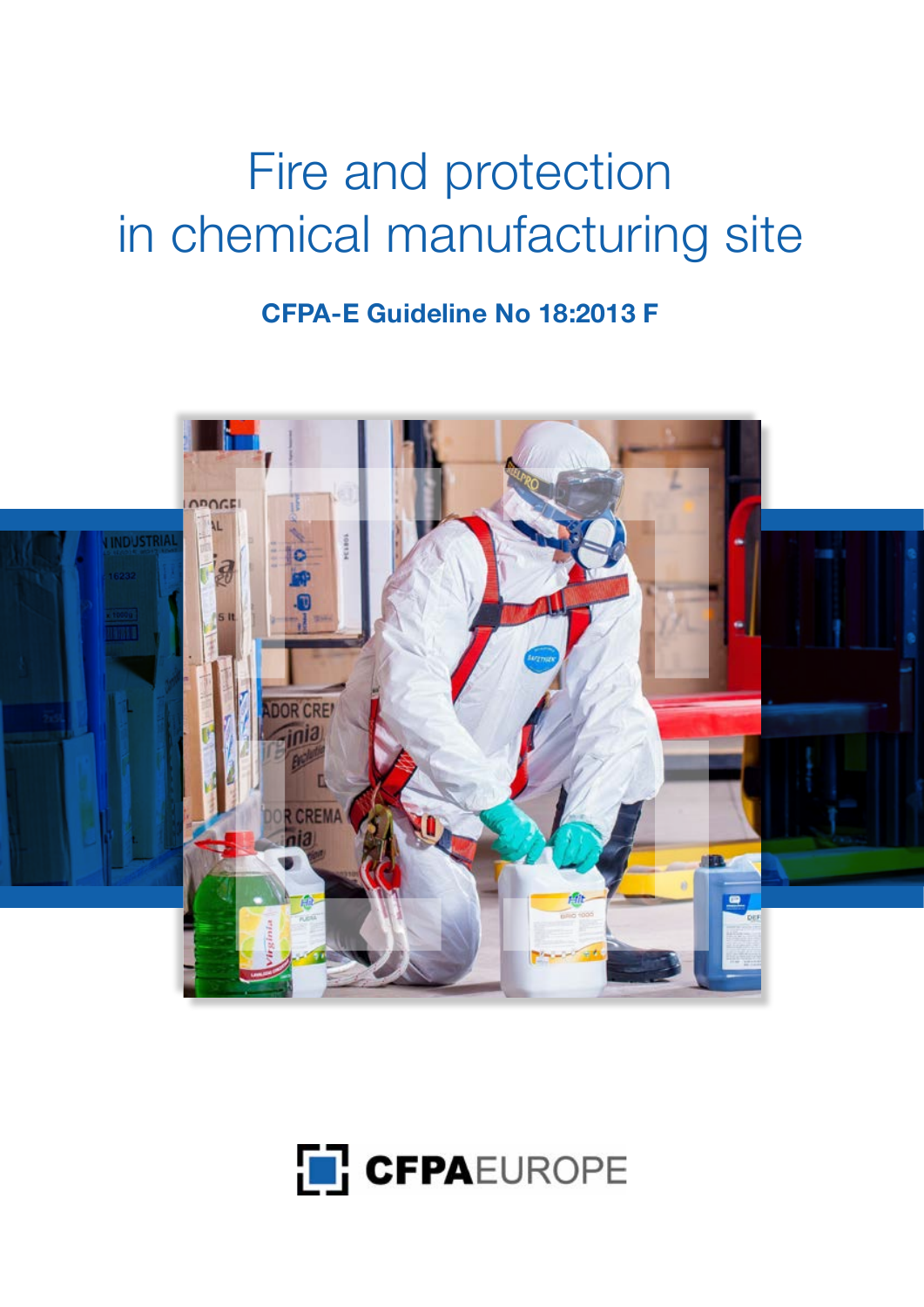# Fire and protection in chemical manufacturing site

**CFPA-E Guideline No 18:2013 F**

CFPAEUROPE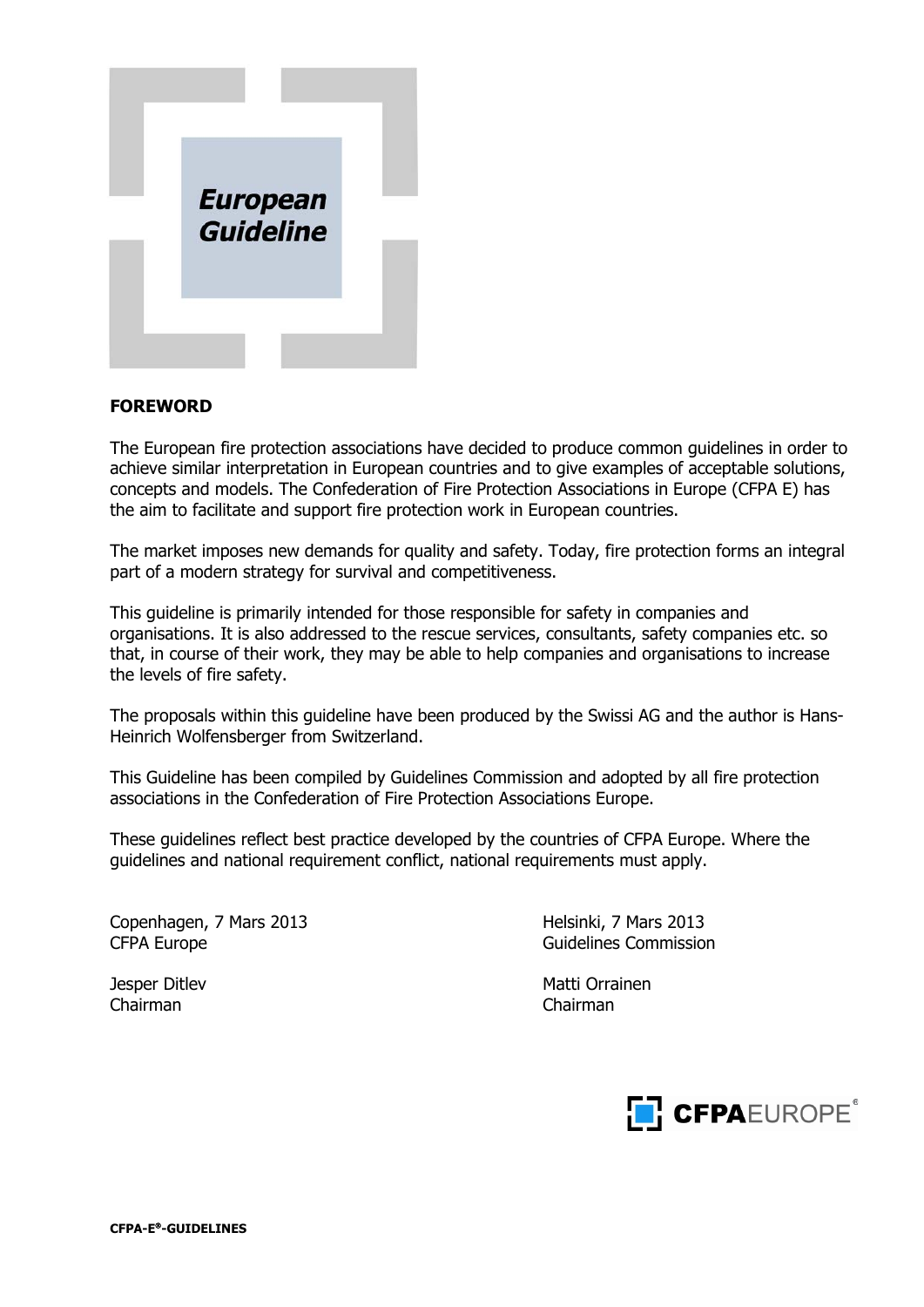***European Guideline***

**FOREWORD**

The European fire protection associations have decided to produce common guidelines in order to achieve similar interpretation in European countries and to give examples of acceptable solutions, concepts and models. The Confederation of Fire Protection Associations in Europe (CFPA E) has the aim to facilitate and support fire protection work in European countries.

The market imposes new demands for quality and safety. Today, fire protection forms an integral part of a modern strategy for survival and competitiveness.

This guideline is primarily intended for those responsible for safety in companies and organisations. It is also addressed to the rescue services, consultants, safety companies etc. so that, in course of their work, they may be able to help companies and organisations to increase the levels of fire safety.

The proposals within this guideline have been produced by the Swissi AG and the author is Hans-Heinrich Wolfensberger from Switzerland.

This Guideline has been compiled by Guidelines Commission and adopted by all fire protection associations in the Confederation of Fire Protection Associations Europe.

These guidelines reflect best practice developed by the countries of CFPA Europe. Where the guidelines and national requirement conflict, national requirements must apply.

Copenhagen, 7 Mars 2013
CFPA Europe

Jesper Ditlev
Chairman

Helsinki, 7 Mars 2013
Guidelines Commission

Matti Orrainen
Chairman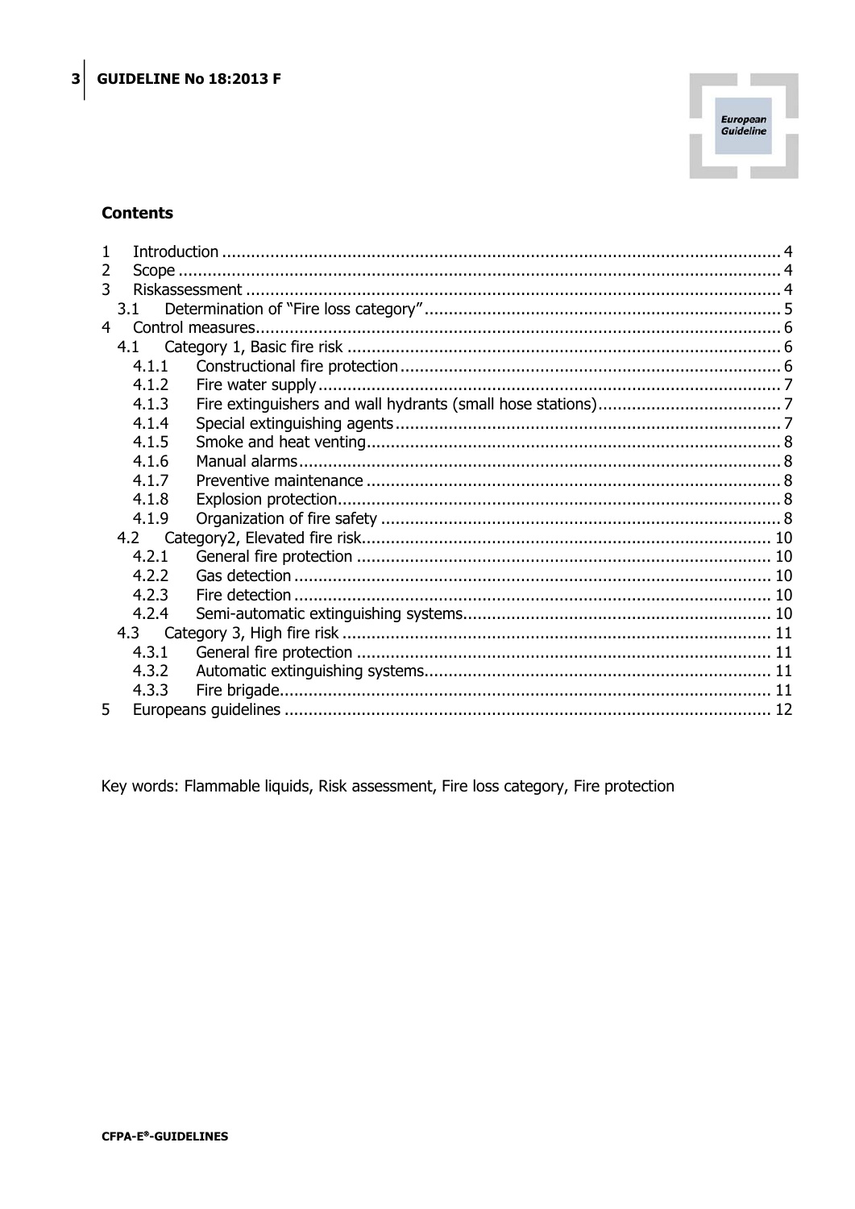**Contents**

| | | |
|---|---|---|
| 1 | Introduction | 4 |
| 2 | Scope | 4 |
| 3 | Riskassessment | 4 |
| 3.1 | Determination of "Fire loss category" | 5 |
| 4 | Control measures | 6 |
| 4.1 | Category 1, Basic fire risk | 6 |
| 4.1.1 | Constructional fire protection | 6 |
| 4.1.2 | Fire water supply | 7 |
| 4.1.3 | Fire extinguishers and wall hydrants (small hose stations) | 7 |
| 4.1.4 | Special extinguishing agents | 7 |
| 4.1.5 | Smoke and heat venting | 8 |
| 4.1.6 | Manual alarms | 8 |
| 4.1.7 | Preventive maintenance | 8 |
| 4.1.8 | Explosion protection | 8 |
| 4.1.9 | Organization of fire safety | 8 |
| 4.2 | Category2, Elevated fire risk | 10 |
| 4.2.1 | General fire protection | 10 |
| 4.2.2 | Gas detection | 10 |
| 4.2.3 | Fire detection | 10 |
| 4.2.4 | Semi-automatic extinguishing systems | 10 |
| 4.3 | Category 3, High fire risk | 11 |
| 4.3.1 | General fire protection | 11 |
| 4.3.2 | Automatic extinguishing systems | 11 |
| 4.3.3 | Fire brigade | 11 |
| 5 | Europeans guidelines | 12 |

Key words: Flammable liquids, Risk assessment, Fire loss category, Fire protection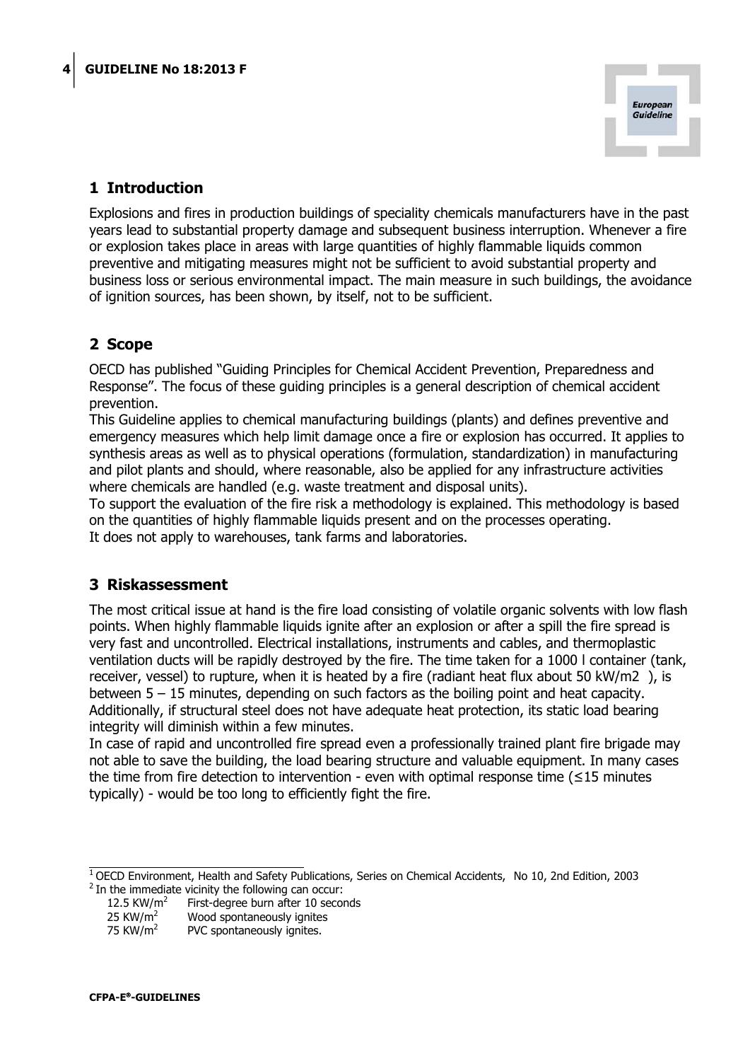## 1 Introduction

Explosions and fires in production buildings of speciality chemicals manufacturers have in the past years lead to substantial property damage and subsequent business interruption. Whenever a fire or explosion takes place in areas with large quantities of highly flammable liquids common preventive and mitigating measures might not be sufficient to avoid substantial property and business loss or serious environmental impact. The main measure in such buildings, the avoidance of ignition sources, has been shown, by itself, not to be sufficient.

## 2 Scope

OECD has published "Guiding Principles for Chemical Accident Prevention, Preparedness and Response". The focus of these guiding principles is a general description of chemical accident prevention.

This Guideline applies to chemical manufacturing buildings (plants) and defines preventive and emergency measures which help limit damage once a fire or explosion has occurred. It applies to synthesis areas as well as to physical operations (formulation, standardization) in manufacturing and pilot plants and should, where reasonable, also be applied for any infrastructure activities where chemicals are handled (e.g. waste treatment and disposal units).

To support the evaluation of the fire risk a methodology is explained. This methodology is based on the quantities of highly flammable liquids present and on the processes operating.

It does not apply to warehouses, tank farms and laboratories.

## 3 Riskassessment

The most critical issue at hand is the fire load consisting of volatile organic solvents with low flash points. When highly flammable liquids ignite after an explosion or after a spill the fire spread is very fast and uncontrolled. Electrical installations, instruments and cables, and thermoplastic ventilation ducts will be rapidly destroyed by the fire. The time taken for a 1000 l container (tank, receiver, vessel) to rupture, when it is heated by a fire (radiant heat flux about 50 kW/m2 ), is between 5 – 15 minutes, depending on such factors as the boiling point and heat capacity. Additionally, if structural steel does not have adequate heat protection, its static load bearing integrity will diminish within a few minutes.

In case of rapid and uncontrolled fire spread even a professionally trained plant fire brigade may not able to save the building, the load bearing structure and valuable equipment. In many cases the time from fire detection to intervention - even with optimal response time (≤15 minutes typically) - would be too long to efficiently fight the fire.

---

[1] OECD Environment, Health and Safety Publications, Series on Chemical Accidents, No 10, 2nd Edition, 2003

[2] In the immediate vicinity the following can occur:

| | |
|---|---|
| 12.5 KW/m$^2$ | First-degree burn after 10 seconds |
| 25 KW/m$^2$ | Wood spontaneously ignites |
| 75 KW/m$^2$ | PVC spontaneously ignites. |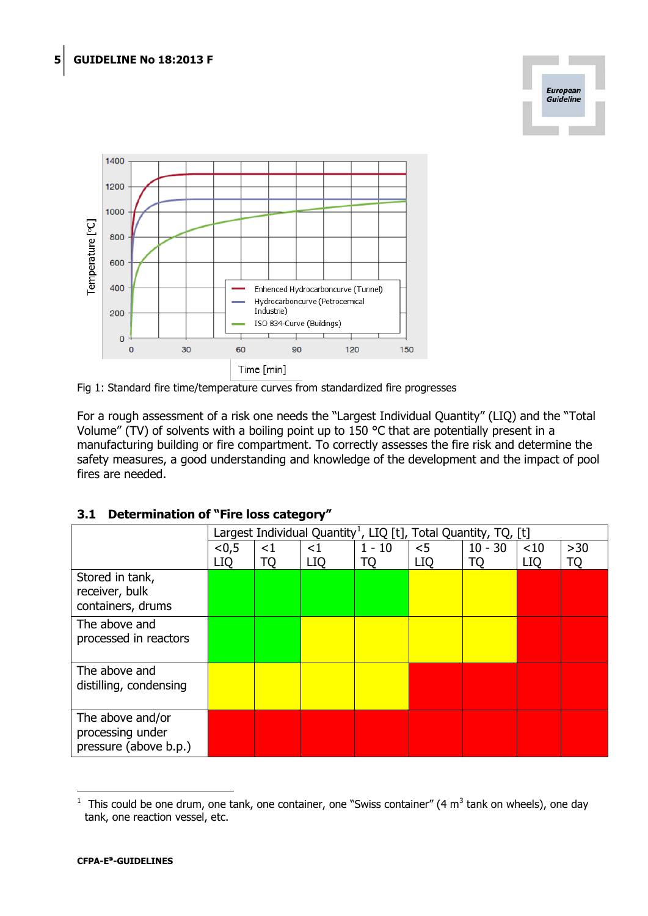Fig 1: Standard fire time/temperature curves from standardized fire progresses

For a rough assessment of a risk one needs the "Largest Individual Quantity" (LIQ) and the "Total Volume" (TV) of solvents with a boiling point up to 150 °C that are potentially present in a manufacturing building or fire compartment. To correctly assesses the fire risk and determine the safety measures, a good understanding and knowledge of the development and the impact of pool fires are needed.

### 3.1 Determination of "Fire loss category"

| | Largest Individual Quantity[1], LIQ [t], Total Quantity, TQ, [t] | | | | | | | |
|---|---|---|---|---|---|---|---|---|
| | <0,5 LIQ | <1 TQ | <1 LIQ | 1 - 10 TQ | <5 LIQ | 10 - 30 TQ | <10 LIQ | >30 TQ |
| Stored in tank, receiver, bulk containers, drums | Green | Green | Green | Green | Yellow | Yellow | Red | Red |
| The above and processed in reactors | Green | Green | Yellow | Yellow | Yellow | Yellow | Red | Red |
| The above and distilling, condensing | Yellow | Yellow | Yellow | Yellow | Red | Red | Red | Red |
| The above and/or processing under pressure (above b.p.) | Red | Red | Red | Red | Red | Red | Red | Red |

[1] This could be one drum, one tank, one container, one "Swiss container" (4 $m^3$ tank on wheels), one day tank, one reaction vessel, etc.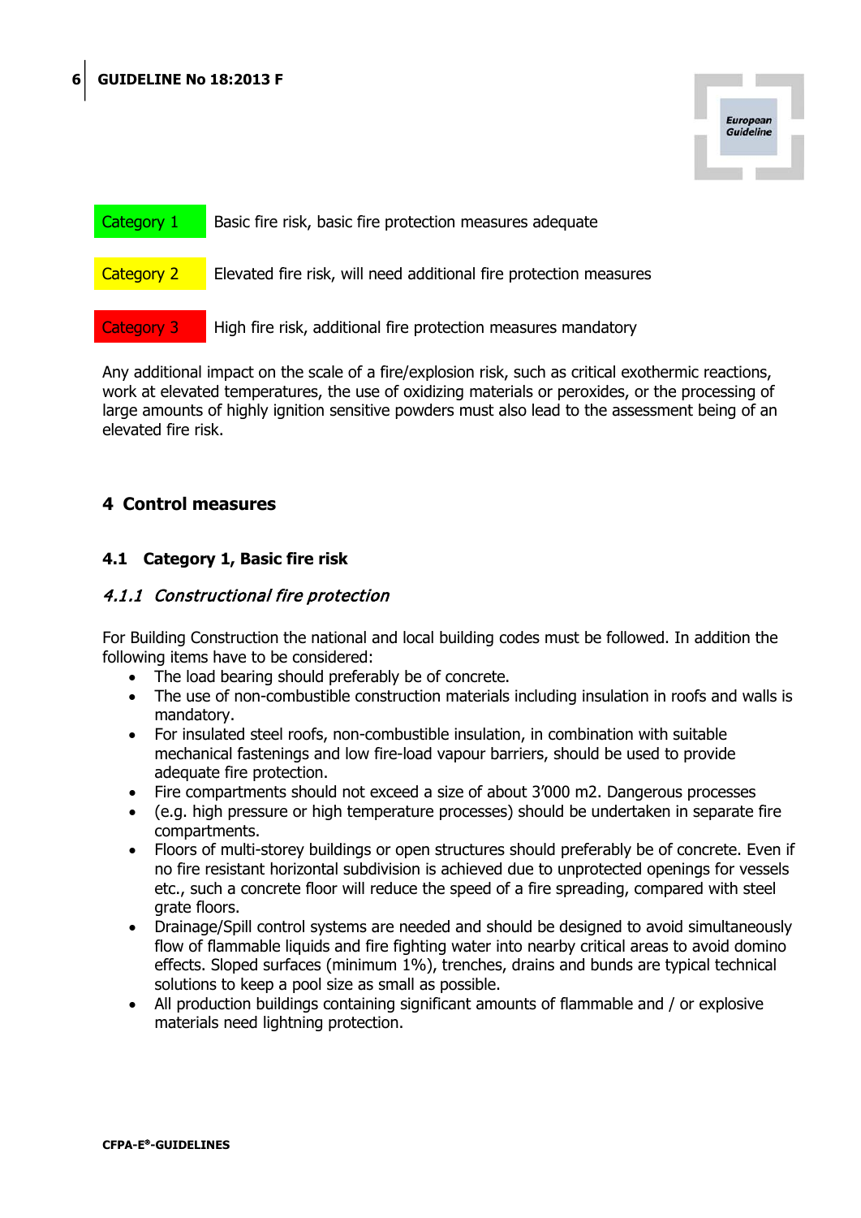| | |
|---|---|
| Category 1 | Basic fire risk, basic fire protection measures adequate |
| Category 2 | Elevated fire risk, will need additional fire protection measures |
| Category 3 | High fire risk, additional fire protection measures mandatory |

Any additional impact on the scale of a fire/explosion risk, such as critical exothermic reactions, work at elevated temperatures, the use of oxidizing materials or peroxides, or the processing of large amounts of highly ignition sensitive powders must also lead to the assessment being of an elevated fire risk.

# 4 Control measures

## 4.1 Category 1, Basic fire risk

### *4.1.1 Constructional fire protection*

For Building Construction the national and local building codes must be followed. In addition the following items have to be considered:

- The load bearing should preferably be of concrete.
- The use of non-combustible construction materials including insulation in roofs and walls is mandatory.
- For insulated steel roofs, non-combustible insulation, in combination with suitable mechanical fastenings and low fire-load vapour barriers, should be used to provide adequate fire protection.
- Fire compartments should not exceed a size of about 3'000 m2. Dangerous processes
- (e.g. high pressure or high temperature processes) should be undertaken in separate fire compartments.
- Floors of multi-storey buildings or open structures should preferably be of concrete. Even if no fire resistant horizontal subdivision is achieved due to unprotected openings for vessels etc., such a concrete floor will reduce the speed of a fire spreading, compared with steel grate floors.
- Drainage/Spill control systems are needed and should be designed to avoid simultaneously flow of flammable liquids and fire fighting water into nearby critical areas to avoid domino effects. Sloped surfaces (minimum 1%), trenches, drains and bunds are typical technical solutions to keep a pool size as small as possible.
- All production buildings containing significant amounts of flammable and / or explosive materials need lightning protection.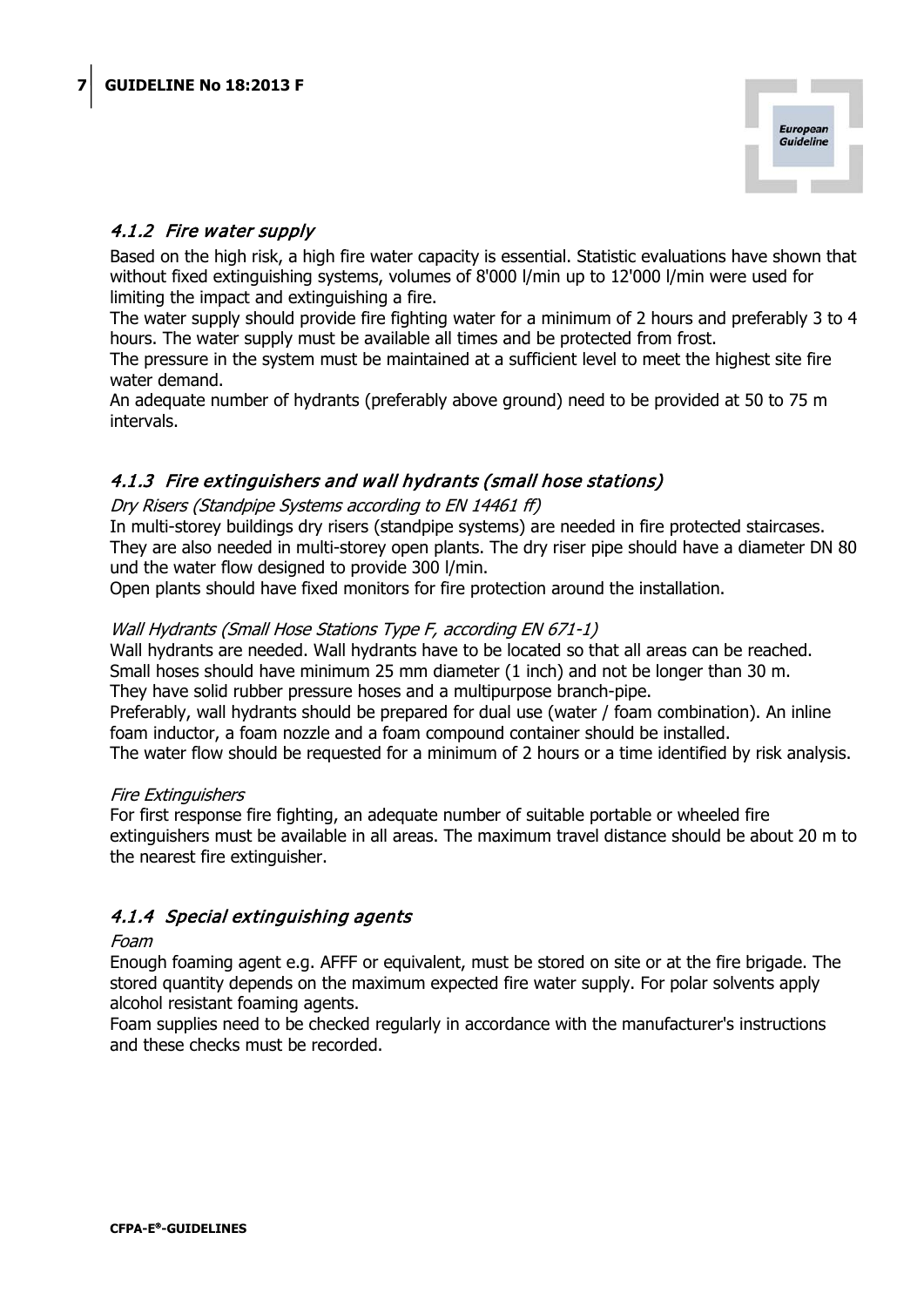### *4.1.2 Fire water supply*

Based on the high risk, a high fire water capacity is essential. Statistic evaluations have shown that without fixed extinguishing systems, volumes of 8'000 l/min up to 12'000 l/min were used for limiting the impact and extinguishing a fire.

The water supply should provide fire fighting water for a minimum of 2 hours and preferably 3 to 4 hours. The water supply must be available all times and be protected from frost.

The pressure in the system must be maintained at a sufficient level to meet the highest site fire water demand.

An adequate number of hydrants (preferably above ground) need to be provided at 50 to 75 m intervals.

### *4.1.3 Fire extinguishers and wall hydrants (small hose stations)*

*Dry Risers (Standpipe Systems according to EN 14461 ff)*

In multi-storey buildings dry risers (standpipe systems) are needed in fire protected staircases. They are also needed in multi-storey open plants. The dry riser pipe should have a diameter DN 80 und the water flow designed to provide 300 l/min.

Open plants should have fixed monitors for fire protection around the installation.

*Wall Hydrants (Small Hose Stations Type F, according EN 671-1)*

Wall hydrants are needed. Wall hydrants have to be located so that all areas can be reached. Small hoses should have minimum 25 mm diameter (1 inch) and not be longer than 30 m. They have solid rubber pressure hoses and a multipurpose branch-pipe.

Preferably, wall hydrants should be prepared for dual use (water / foam combination). An inline foam inductor, a foam nozzle and a foam compound container should be installed.

The water flow should be requested for a minimum of 2 hours or a time identified by risk analysis.

*Fire Extinguishers*

For first response fire fighting, an adequate number of suitable portable or wheeled fire extinguishers must be available in all areas. The maximum travel distance should be about 20 m to the nearest fire extinguisher.

### *4.1.4 Special extinguishing agents*

*Foam*

Enough foaming agent e.g. AFFF or equivalent, must be stored on site or at the fire brigade. The stored quantity depends on the maximum expected fire water supply. For polar solvents apply alcohol resistant foaming agents.

Foam supplies need to be checked regularly in accordance with the manufacturer's instructions and these checks must be recorded.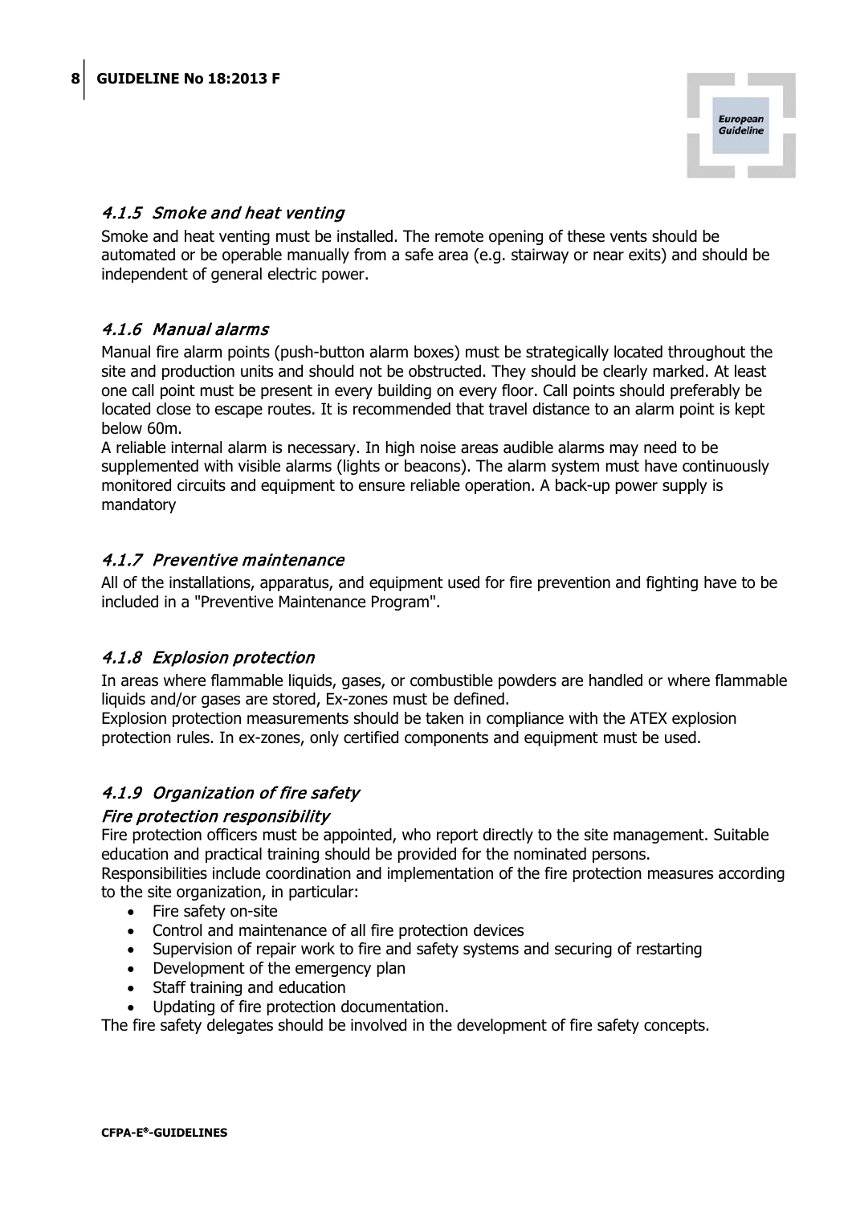### *4.1.5 Smoke and heat venting*

Smoke and heat venting must be installed. The remote opening of these vents should be automated or be operable manually from a safe area (e.g. stairway or near exits) and should be independent of general electric power.

### *4.1.6 Manual alarms*

Manual fire alarm points (push-button alarm boxes) must be strategically located throughout the site and production units and should not be obstructed. They should be clearly marked. At least one call point must be present in every building on every floor. Call points should preferably be located close to escape routes. It is recommended that travel distance to an alarm point is kept below 60m.

A reliable internal alarm is necessary. In high noise areas audible alarms may need to be supplemented with visible alarms (lights or beacons). The alarm system must have continuously monitored circuits and equipment to ensure reliable operation. A back-up power supply is mandatory

### *4.1.7 Preventive maintenance*

All of the installations, apparatus, and equipment used for fire prevention and fighting have to be included in a "Preventive Maintenance Program".

### *4.1.8 Explosion protection*

In areas where flammable liquids, gases, or combustible powders are handled or where flammable liquids and/or gases are stored, Ex-zones must be defined.

Explosion protection measurements should be taken in compliance with the ATEX explosion protection rules. In ex-zones, only certified components and equipment must be used.

### *4.1.9 Organization of fire safety*

#### *Fire protection responsibility*

Fire protection officers must be appointed, who report directly to the site management. Suitable education and practical training should be provided for the nominated persons.

Responsibilities include coordination and implementation of the fire protection measures according to the site organization, in particular:

- Fire safety on-site
- Control and maintenance of all fire protection devices
- Supervision of repair work to fire and safety systems and securing of restarting
- Development of the emergency plan
- Staff training and education
- Updating of fire protection documentation.

The fire safety delegates should be involved in the development of fire safety concepts.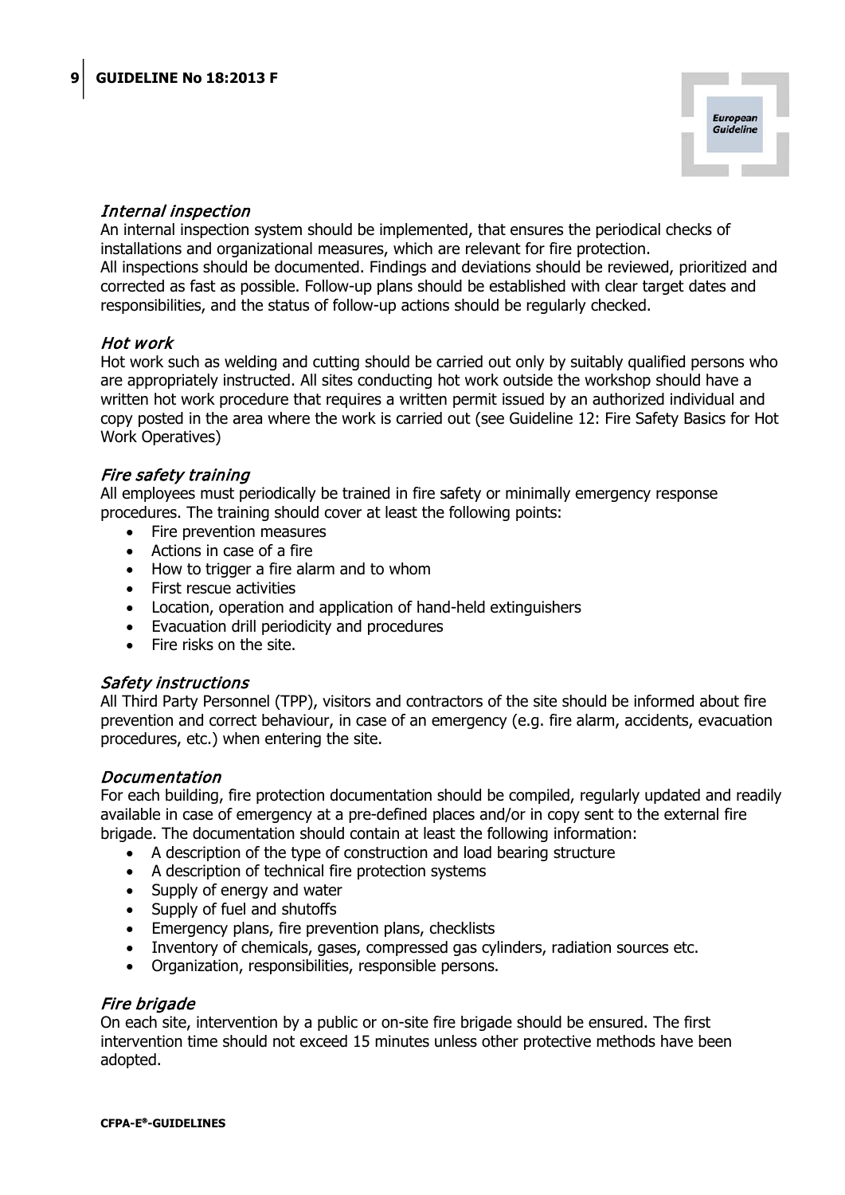### *Internal inspection*

An internal inspection system should be implemented, that ensures the periodical checks of installations and organizational measures, which are relevant for fire protection.
All inspections should be documented. Findings and deviations should be reviewed, prioritized and corrected as fast as possible. Follow-up plans should be established with clear target dates and responsibilities, and the status of follow-up actions should be regularly checked.

### *Hot work*

Hot work such as welding and cutting should be carried out only by suitably qualified persons who are appropriately instructed. All sites conducting hot work outside the workshop should have a written hot work procedure that requires a written permit issued by an authorized individual and copy posted in the area where the work is carried out (see Guideline 12: Fire Safety Basics for Hot Work Operatives)

### *Fire safety training*

All employees must periodically be trained in fire safety or minimally emergency response procedures. The training should cover at least the following points:

- Fire prevention measures
- Actions in case of a fire
- How to trigger a fire alarm and to whom
- First rescue activities
- Location, operation and application of hand-held extinguishers
- Evacuation drill periodicity and procedures
- Fire risks on the site.

### *Safety instructions*

All Third Party Personnel (TPP), visitors and contractors of the site should be informed about fire prevention and correct behaviour, in case of an emergency (e.g. fire alarm, accidents, evacuation procedures, etc.) when entering the site.

### *Documentation*

For each building, fire protection documentation should be compiled, regularly updated and readily available in case of emergency at a pre-defined places and/or in copy sent to the external fire brigade. The documentation should contain at least the following information:

- A description of the type of construction and load bearing structure
- A description of technical fire protection systems
- Supply of energy and water
- Supply of fuel and shutoffs
- Emergency plans, fire prevention plans, checklists
- Inventory of chemicals, gases, compressed gas cylinders, radiation sources etc.
- Organization, responsibilities, responsible persons.

### *Fire brigade*

On each site, intervention by a public or on-site fire brigade should be ensured. The first intervention time should not exceed 15 minutes unless other protective methods have been adopted.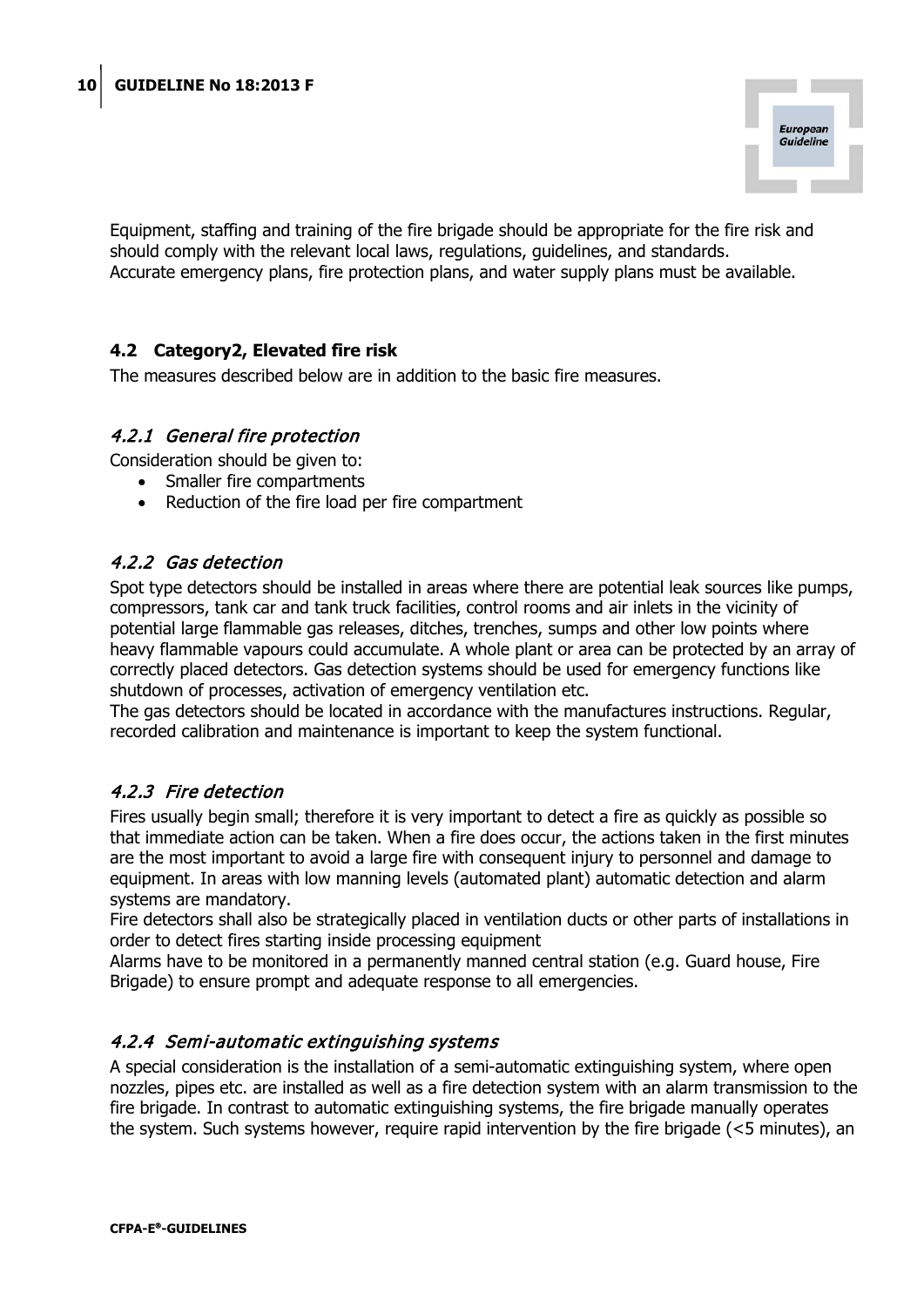Equipment, staffing and training of the fire brigade should be appropriate for the fire risk and should comply with the relevant local laws, regulations, guidelines, and standards.
Accurate emergency plans, fire protection plans, and water supply plans must be available.

## 4.2 Category2, Elevated fire risk

The measures described below are in addition to the basic fire measures.

### *4.2.1 General fire protection*

Consideration should be given to:

- Smaller fire compartments
- Reduction of the fire load per fire compartment

### *4.2.2 Gas detection*

Spot type detectors should be installed in areas where there are potential leak sources like pumps, compressors, tank car and tank truck facilities, control rooms and air inlets in the vicinity of potential large flammable gas releases, ditches, trenches, sumps and other low points where heavy flammable vapours could accumulate. A whole plant or area can be protected by an array of correctly placed detectors. Gas detection systems should be used for emergency functions like shutdown of processes, activation of emergency ventilation etc.
The gas detectors should be located in accordance with the manufactures instructions. Regular, recorded calibration and maintenance is important to keep the system functional.

### *4.2.3 Fire detection*

Fires usually begin small; therefore it is very important to detect a fire as quickly as possible so that immediate action can be taken. When a fire does occur, the actions taken in the first minutes are the most important to avoid a large fire with consequent injury to personnel and damage to equipment. In areas with low manning levels (automated plant) automatic detection and alarm systems are mandatory.
Fire detectors shall also be strategically placed in ventilation ducts or other parts of installations in order to detect fires starting inside processing equipment
Alarms have to be monitored in a permanently manned central station (e.g. Guard house, Fire Brigade) to ensure prompt and adequate response to all emergencies.

### *4.2.4 Semi-automatic extinguishing systems*

A special consideration is the installation of a semi-automatic extinguishing system, where open nozzles, pipes etc. are installed as well as a fire detection system with an alarm transmission to the fire brigade. In contrast to automatic extinguishing systems, the fire brigade manually operates the system. Such systems however, require rapid intervention by the fire brigade (<5 minutes), an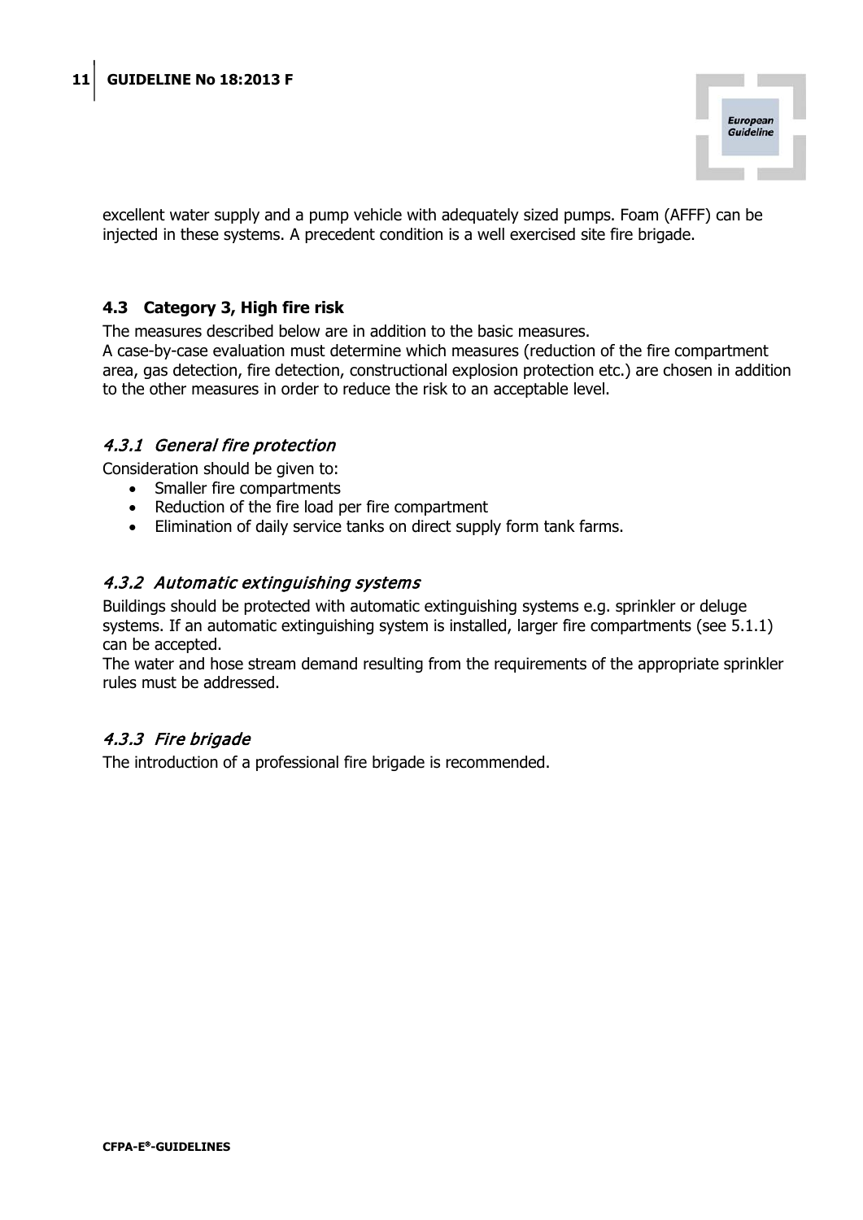excellent water supply and a pump vehicle with adequately sized pumps. Foam (AFFF) can be injected in these systems. A precedent condition is a well exercised site fire brigade.

## 4.3 Category 3, High fire risk

The measures described below are in addition to the basic measures.
A case-by-case evaluation must determine which measures (reduction of the fire compartment area, gas detection, fire detection, constructional explosion protection etc.) are chosen in addition to the other measures in order to reduce the risk to an acceptable level.

### *4.3.1 General fire protection*

Consideration should be given to:

- Smaller fire compartments
- Reduction of the fire load per fire compartment
- Elimination of daily service tanks on direct supply form tank farms.

### *4.3.2 Automatic extinguishing systems*

Buildings should be protected with automatic extinguishing systems e.g. sprinkler or deluge systems. If an automatic extinguishing system is installed, larger fire compartments (see 5.1.1) can be accepted.
The water and hose stream demand resulting from the requirements of the appropriate sprinkler rules must be addressed.

### *4.3.3 Fire brigade*

The introduction of a professional fire brigade is recommended.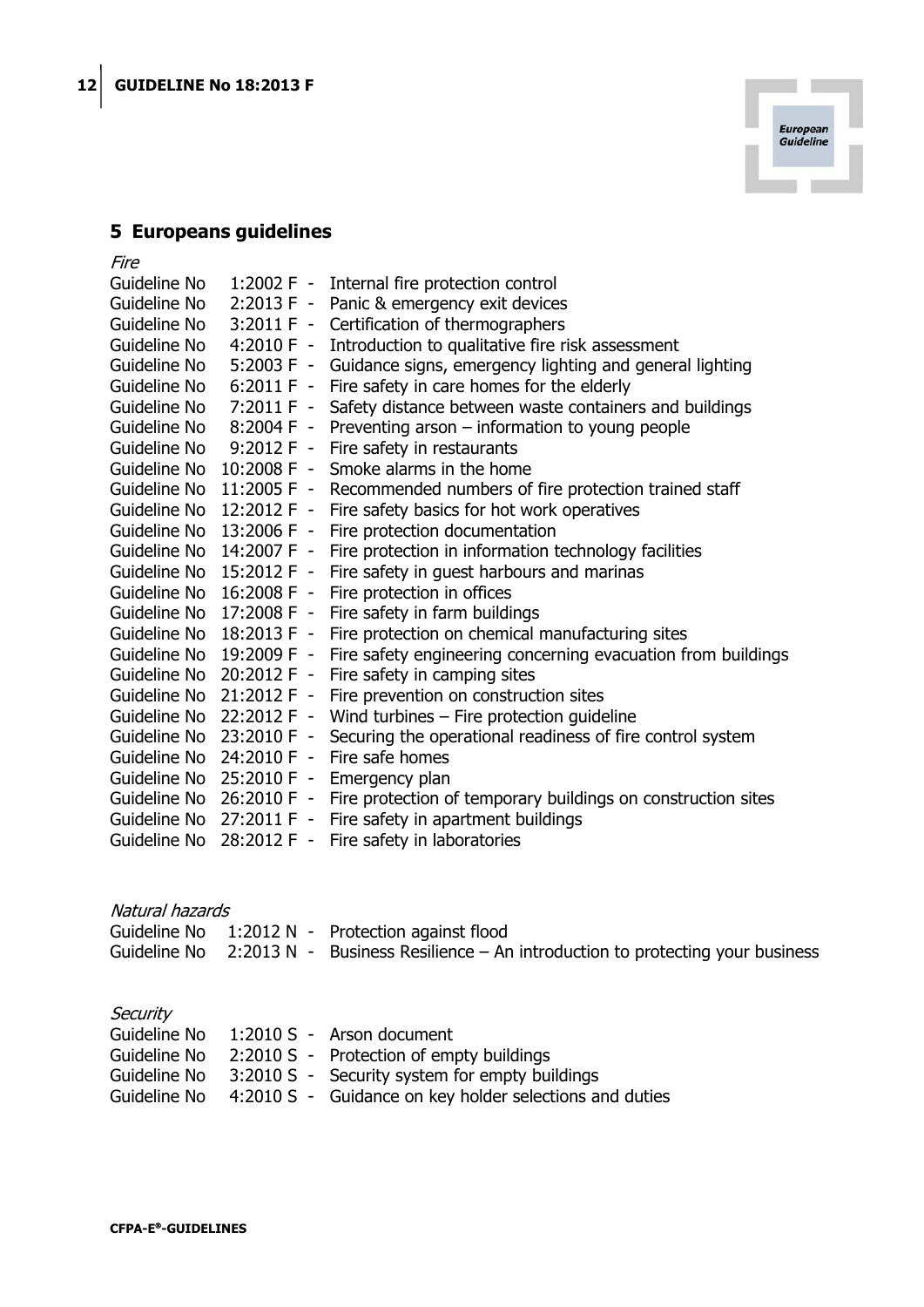## 5 Europeans guidelines

*Fire*

Guideline No 1:2002 F - Internal fire protection control
Guideline No 2:2013 F - Panic & emergency exit devices
Guideline No 3:2011 F - Certification of thermographers
Guideline No 4:2010 F - Introduction to qualitative fire risk assessment
Guideline No 5:2003 F - Guidance signs, emergency lighting and general lighting
Guideline No 6:2011 F - Fire safety in care homes for the elderly
Guideline No 7:2011 F - Safety distance between waste containers and buildings
Guideline No 8:2004 F - Preventing arson – information to young people
Guideline No 9:2012 F - Fire safety in restaurants
Guideline No 10:2008 F - Smoke alarms in the home
Guideline No 11:2005 F - Recommended numbers of fire protection trained staff
Guideline No 12:2012 F - Fire safety basics for hot work operatives
Guideline No 13:2006 F - Fire protection documentation
Guideline No 14:2007 F - Fire protection in information technology facilities
Guideline No 15:2012 F - Fire safety in guest harbours and marinas
Guideline No 16:2008 F - Fire protection in offices
Guideline No 17:2008 F - Fire safety in farm buildings
Guideline No 18:2013 F - Fire protection on chemical manufacturing sites
Guideline No 19:2009 F - Fire safety engineering concerning evacuation from buildings
Guideline No 20:2012 F - Fire safety in camping sites
Guideline No 21:2012 F - Fire prevention on construction sites
Guideline No 22:2012 F - Wind turbines – Fire protection guideline
Guideline No 23:2010 F - Securing the operational readiness of fire control system
Guideline No 24:2010 F - Fire safe homes
Guideline No 25:2010 F - Emergency plan
Guideline No 26:2010 F - Fire protection of temporary buildings on construction sites
Guideline No 27:2011 F - Fire safety in apartment buildings
Guideline No 28:2012 F - Fire safety in laboratories

*Natural hazards*

Guideline No 1:2012 N - Protection against flood
Guideline No 2:2013 N - Business Resilience – An introduction to protecting your business

*Security*

Guideline No 1:2010 S - Arson document
Guideline No 2:2010 S - Protection of empty buildings
Guideline No 3:2010 S - Security system for empty buildings
Guideline No 4:2010 S - Guidance on key holder selections and duties